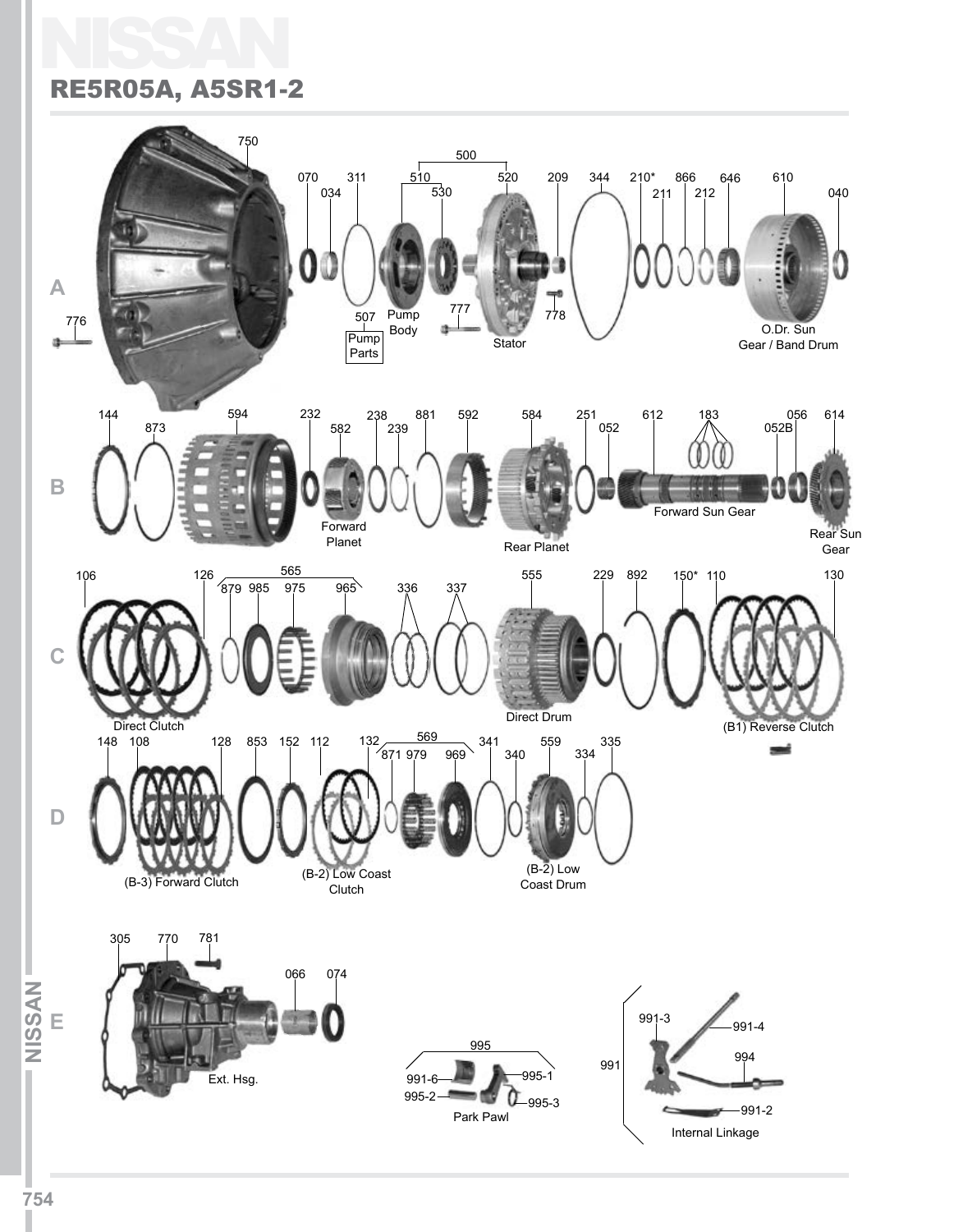# NISSAN

## RE5R05A, A5SR1-2

**A**

750
070
034
311
500
510
530
520
209
344
210*
211
866
212
646
610
040
776
507
Pump Parts
Pump Body
777
Stator
778
O.Dr. Sun Gear / Band Drum

**B**

144
873
594
232
582
238
239
881
592
584
251
052
612
183
056
052B
614
Forward Planet
Rear Planet
Forward Sun Gear
Rear Sun Gear

**C**

106
126
565
879
985
975
965
336
337
555
229
892
150*
110
130
Direct Clutch
Direct Drum
(B1) Reverse Clutch

**D**

148
108
128
853
152
112
132
569
871
979
969
341
340
559
334
335
(B-3) Forward Clutch
(B-2) Low Coast Clutch
(B-2) Low Coast Drum

**E**

305
770
781
066
074
Ext. Hsg.
995
991-6
995-1
995-2
995-3
Park Pawl
991
991-3
991-4
994
991-2
Internal Linkage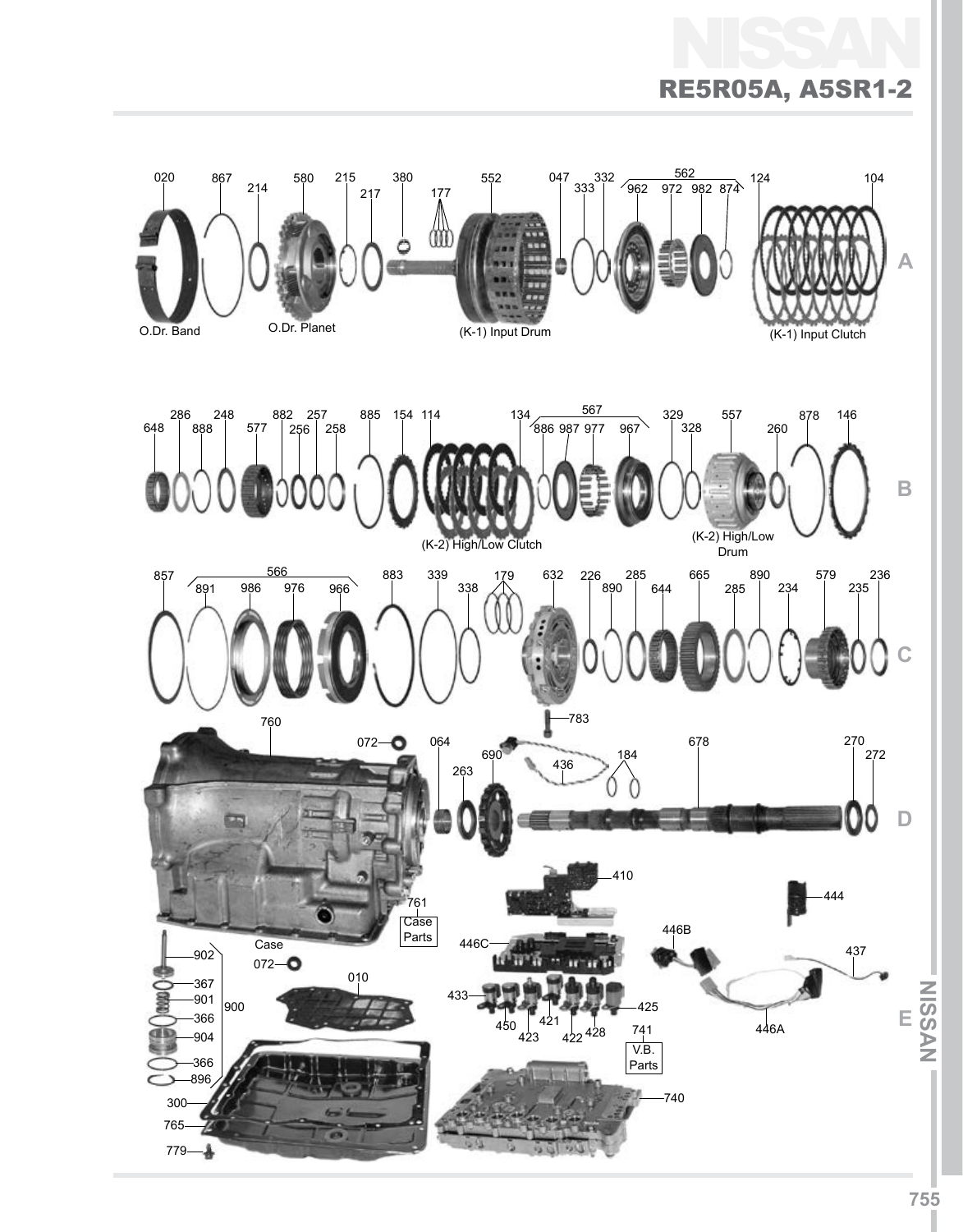# NISSAN

## RE5R05A, A5SR1-2

020 867 214 580 215 217 380 177 552 047 333 332 562 962 972 982 874 124 104

O.Dr. Band

O.Dr. Planet

(K-1) Input Drum

(K-1) Input Clutch

A

648 286 888 248 577 882 256 257 258 885 154 114 134 567 886 987 977 967 329 328 557 260 878 146

(K-2) High/Low Clutch

(K-2) High/Low Drum

B

857 566 891 986 976 966 883 339 338 179 632 226 890 285 644 665 285 890 234 579 235 236

C

760 072 064 263 690 436 184 783 678 270 272

D

410 444

761

Case Parts

Case

446C 446B 437

902 072 010

367 901 366 904 366 896 900

433 450 423 421 422 428 425

741

V.B. Parts

446A

300 765 779

740

E

NISSAN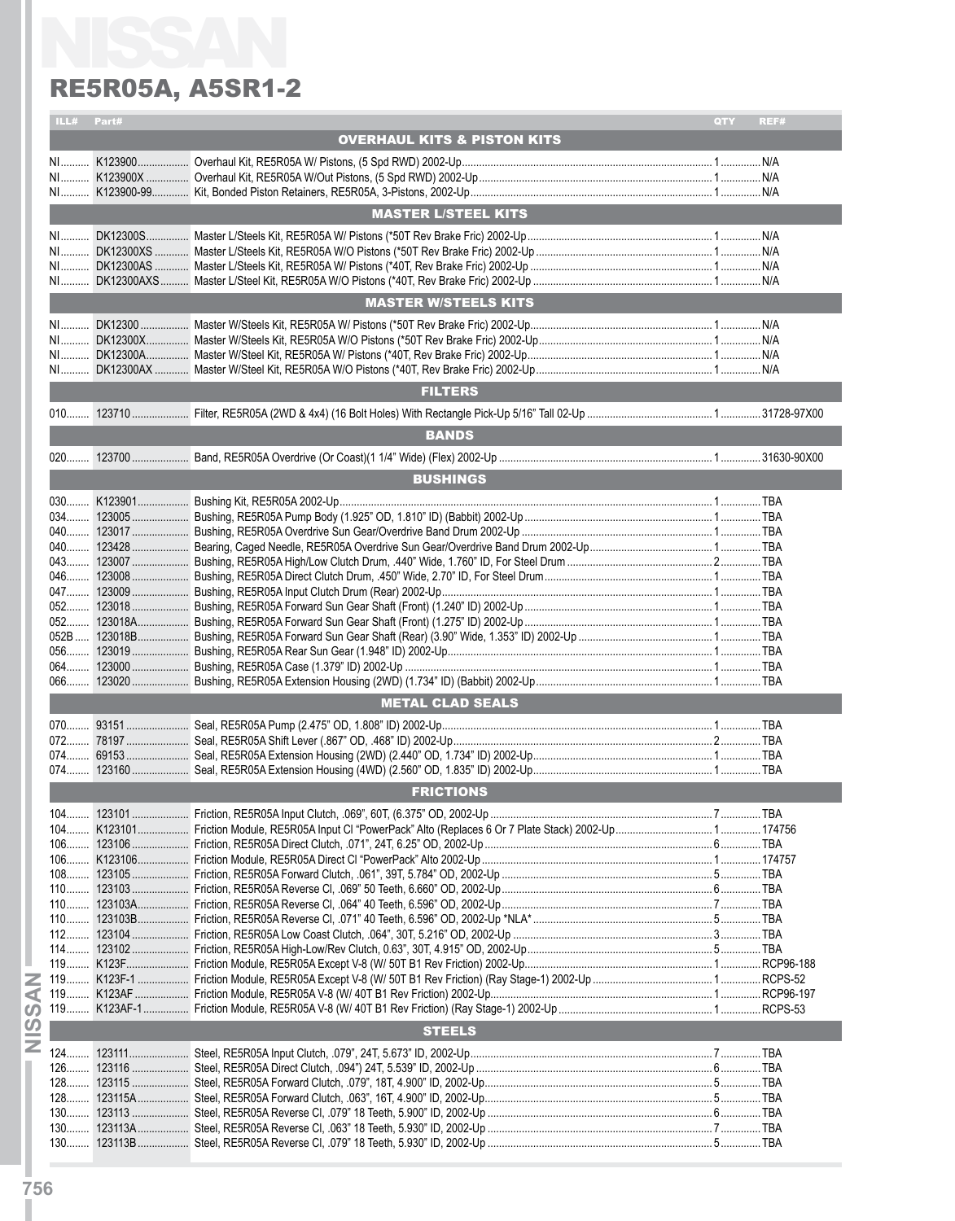# RE5R05A, A5SR1-2

| ILL# | Part# | | QTY | REF# |
|---|---|---|---|---|
| | | **OVERHAUL KITS & PISTON KITS** | | |
| NI | K123900 | Overhaul Kit, RE5R05A W/ Pistons, (5 Spd RWD) 2002-Up | 1 | N/A |
| NI | K123900X | Overhaul Kit, RE5R05A W/Out Pistons, (5 Spd RWD) 2002-Up | 1 | N/A |
| NI | K123900-99 | Kit, Bonded Piston Retainers, RE5R05A, 3-Pistons, 2002-Up | 1 | N/A |
| | | **MASTER L/STEEL KITS** | | |
| NI | DK12300S | Master L/Steels Kit, RE5R05A W/ Pistons (*50T Rev Brake Fric) 2002-Up | 1 | N/A |
| NI | DK12300XS | Master L/Steels Kit, RE5R05A W/O Pistons (*50T Rev Brake Fric) 2002-Up | 1 | N/A |
| NI | DK12300AS | Master L/Steels Kit, RE5R05A W/ Pistons (*40T, Rev Brake Fric) 2002-Up | 1 | N/A |
| NI | DK12300AXS | Master L/Steel Kit, RE5R05A W/O Pistons (*40T, Rev Brake Fric) 2002-Up | 1 | N/A |
| | | **MASTER W/STEELS KITS** | | |
| NI | DK12300 | Master W/Steels Kit, RE5R05A W/ Pistons (*50T Rev Brake Fric) 2002-Up | 1 | N/A |
| NI | DK12300X | Master W/Steels Kit, RE5R05A W/O Pistons (*50T Rev Brake Fric) 2002-Up | 1 | N/A |
| NI | DK12300A | Master W/Steel Kit, RE5R05A W/ Pistons (*40T, Rev Brake Fric) 2002-Up | 1 | N/A |
| NI | DK12300AX | Master W/Steel Kit, RE5R05A W/O Pistons (*40T, Rev Brake Fric) 2002-Up | 1 | N/A |
| | | **FILTERS** | | |
| 010 | 123710 | Filter, RE5R05A (2WD & 4x4) (16 Bolt Holes) With Rectangle Pick-Up 5/16" Tall 02-Up | 1 | 31728-97X00 |
| | | **BANDS** | | |
| 020 | 123700 | Band, RE5R05A Overdrive (Or Coast)(1 1/4" Wide) (Flex) 2002-Up | 1 | 31630-90X00 |
| | | **BUSHINGS** | | |
| 030 | K123901 | Bushing Kit, RE5R05A 2002-Up | 1 | TBA |
| 034 | 123005 | Bushing, RE5R05A Pump Body (1.925" OD, 1.810" ID) (Babbit) 2002-Up | 1 | TBA |
| 040 | 123017 | Bushing, RE5R05A Overdrive Sun Gear/Overdrive Band Drum 2002-Up | 1 | TBA |
| 040 | 123428 | Bearing, Caged Needle, RE5R05A Overdrive Sun Gear/Overdrive Band Drum 2002-Up | 1 | TBA |
| 043 | 123007 | Bushing, RE5R05A High/Low Clutch Drum, .440" Wide, 1.760" ID, For Steel Drum | 2 | TBA |
| 046 | 123008 | Bushing, RE5R05A Direct Clutch Drum, .450" Wide, 2.70" ID, For Steel Drum | 1 | TBA |
| 047 | 123009 | Bushing, RE5R05A Input Clutch Drum (Rear) 2002-Up | 1 | TBA |
| 052 | 123018 | Bushing, RE5R05A Forward Sun Gear Shaft (Front) (1.240" ID) 2002-Up | 1 | TBA |
| 052 | 123018A | Bushing, RE5R05A Forward Sun Gear Shaft (Front) (1.275" ID) 2002-Up | 1 | TBA |
| 052B | 123018B | Bushing, RE5R05A Forward Sun Gear Shaft (Rear) (3.90" Wide, 1.353" ID) 2002-Up | 1 | TBA |
| 056 | 123019 | Bushing, RE5R05A Rear Sun Gear (1.948" ID) 2002-Up | 1 | TBA |
| 064 | 123000 | Bushing, RE5R05A Case (1.379" ID) 2002-Up | 1 | TBA |
| 066 | 123020 | Bushing, RE5R05A Extension Housing (2WD) (1.734" ID) (Babbit) 2002-Up | 1 | TBA |
| | | **METAL CLAD SEALS** | | |
| 070 | 93151 | Seal, RE5R05A Pump (2.475" OD, 1.808" ID) 2002-Up | 1 | TBA |
| 072 | 78197 | Seal, RE5R05A Shift Lever (.867" OD, .468" ID) 2002-Up | 2 | TBA |
| 074 | 69153 | Seal, RE5R05A Extension Housing (2WD) (2.440" OD, 1.734" ID) 2002-Up | 1 | TBA |
| 074 | 123160 | Seal, RE5R05A Extension Housing (4WD) (2.560" OD, 1.835" ID) 2002-Up | 1 | TBA |
| | | **FRICTIONS** | | |
| 104 | 123101 | Friction, RE5R05A Input Clutch, .069", 60T, (6.375" OD, 2002-Up | 7 | TBA |
| 104 | K123101 | Friction Module, RE5R05A Input Cl "PowerPack" Alto (Replaces 6 Or 7 Plate Stack) 2002-Up | 1 | 174756 |
| 106 | 123106 | Friction, RE5R05A Direct Clutch, .071", 24T, 6.25" OD, 2002-Up | 6 | TBA |
| 106 | K123106 | Friction Module, RE5R05A Direct Cl "PowerPack" Alto 2002-Up | 1 | 174757 |
| 108 | 123105 | Friction, RE5R05A Forward Clutch, .061", 39T, 5.784" OD, 2002-Up | 5 | TBA |
| 110 | 123103 | Friction, RE5R05A Reverse Cl, .069" 50 Teeth, 6.660" OD, 2002-Up | 6 | TBA |
| 110 | 123103A | Friction, RE5R05A Reverse Cl, .064" 40 Teeth, 6.596" OD, 2002-Up | 7 | TBA |
| 110 | 123103B | Friction, RE5R05A Reverse Cl, .071" 40 Teeth, 6.596" OD, 2002-Up *NLA* | 5 | TBA |
| 112 | 123104 | Friction, RE5R05A Low Coast Clutch, .064", 30T, 5.216" OD, 2002-Up | 3 | TBA |
| 114 | 123102 | Friction, RE5R05A High-Low/Rev Clutch, 0.63", 30T, 4.915" OD, 2002-Up | 5 | TBA |
| 119 | K123F | Friction Module, RE5R05A Except V-8 (W/ 50T B1 Rev Friction) 2002-Up | 1 | RCP96-188 |
| 119 | K123F-1 | Friction Module, RE5R05A Except V-8 (W/ 50T B1 Rev Friction) (Ray Stage-1) 2002-Up | 1 | RCPS-52 |
| 119 | K123AF | Friction Module, RE5R05A V-8 (W/ 40T B1 Rev Friction) 2002-Up | 1 | RCP96-197 |
| 119 | K123AF-1 | Friction Module, RE5R05A V-8 (W/ 40T B1 Rev Friction) (Ray Stage-1) 2002-Up | 1 | RCPS-53 |
| | | **STEELS** | | |
| 124 | 123111 | Steel, RE5R05A Input Clutch, .079", 24T, 5.673" ID, 2002-Up | 7 | TBA |
| 126 | 123116 | Steel, RE5R05A Direct Clutch, .094") 24T, 5.539" ID, 2002-Up | 6 | TBA |
| 128 | 123115 | Steel, RE5R05A Forward Clutch, .079", 18T, 4.900" ID, 2002-Up | 5 | TBA |
| 128 | 123115A | Steel, RE5R05A Forward Clutch, .063", 16T, 4.900" ID, 2002-Up | 5 | TBA |
| 130 | 123113 | Steel, RE5R05A Reverse Cl, .079" 18 Teeth, 5.900" ID, 2002-Up | 6 | TBA |
| 130 | 123113A | Steel, RE5R05A Reverse Cl, .063" 18 Teeth, 5.930" ID, 2002-Up | 7 | TBA |
| 130 | 123113B | Steel, RE5R05A Reverse Cl, .079" 18 Teeth, 5.930" ID, 2002-Up | 5 | TBA |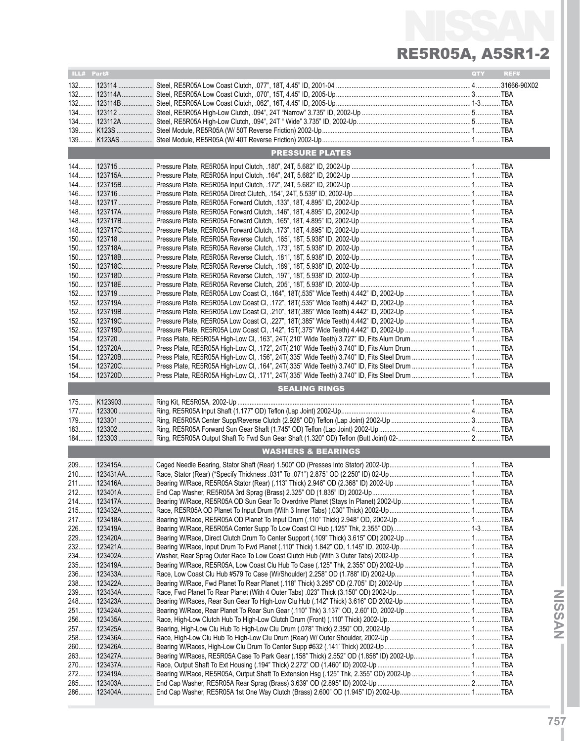# NISSAN

## RE5R05A, A5SR1-2

| ILL# | Part# | | QTY | REF# |
|---|---|---|---|---|
| 132 | 123114 | Steel, RE5R05A Low Coast Clutch, .077", 18T, 4.45" ID, 2001-04 | 4 | 31666-90X02 |
| 132 | 123114A | Steel, RE5R05A Low Coast Clutch, .070", 15T, 4.45" ID, 2005-Up | 3 | TBA |
| 132 | 123114B | Steel, RE5R05A Low Coast Clutch, .062", 16T, 4.45" ID, 2005-Up | 1-3 | TBA |
| 134 | 123112 | Steel, RE5R05A High-Low Clutch, .094", 24T "Narrow" 3.735" ID, 2002-Up | 5 | TBA |
| 134 | 123112A | Steel, RE5R05A High-Low Clutch, .094", 24T " Wide" 3.735" ID, 2002-Up | 5 | TBA |
| 139 | K123S | Steel Module, RE5R05A (W/ 50T Reverse Friction) 2002-Up | 1 | TBA |
| 139 | K123AS | Steel Module, RE5R05A (W/ 40T Reverse Friction) 2002-Up | 1 | TBA |
| | | **PRESSURE PLATES** | | |
| 144 | 123715 | Pressure Plate, RE5R05A Input Clutch, .180", 24T, 5.682" ID, 2002-Up | 1 | TBA |
| 144 | 123715A | Pressure Plate, RE5R05A Input Clutch, .164", 24T, 5.682" ID, 2002-Up | 1 | TBA |
| 144 | 123715B | Pressure Plate, RE5R05A Input Clutch, .172", 24T, 5.682" ID, 2002-Up | 1 | TBA |
| 146 | 123716 | Pressure Plate, RE5R05A Direct Clutch, .154", 24T, 5.539" ID, 2002-Up | 1 | TBA |
| 148 | 123717 | Pressure Plate, RE5R05A Forward Clutch, .133", 18T, 4.895" ID, 2002-Up | 1 | TBA |
| 148 | 123717A | Pressure Plate, RE5R05A Forward Clutch, .146", 18T, 4.895" ID, 2002-Up | 1 | TBA |
| 148 | 123717B | Pressure Plate, RE5R05A Forward Clutch, .165", 18T, 4.895" ID, 2002-Up | 1 | TBA |
| 148 | 123717C | Pressure Plate, RE5R05A Forward Clutch, .173", 18T, 4.895" ID, 2002-Up | 1 | TBA |
| 150 | 123718 | Pressure Plate, RE5R05A Reverse Clutch, .165", 18T, 5.938" ID, 2002-Up | 1 | TBA |
| 150 | 123718A | Pressure Plate, RE5R05A Reverse Clutch, .173", 18T, 5.938" ID, 2002-Up | 1 | TBA |
| 150 | 123718B | Pressure Plate, RE5R05A Reverse Clutch, .181", 18T, 5.938" ID, 2002-Up | 1 | TBA |
| 150 | 123718C | Pressure Plate, RE5R05A Reverse Clutch, .189", 18T, 5.938" ID, 2002-Up | 1 | TBA |
| 150 | 123718D | Pressure Plate, RE5R05A Reverse Clutch, .197", 18T, 5.938" ID, 2002-Up | 1 | TBA |
| 150 | 123718E | Pressure Plate, RE5R05A Reverse Clutch, .205", 18T, 5.938" ID, 2002-Up | 1 | TBA |
| 152 | 123719 | Pressure Plate, RE5R05A Low Coast Cl, .164", 18T(.535" Wide Teeth) 4.442" ID, 2002-Up | 1 | TBA |
| 152 | 123719A | Pressure Plate, RE5R05A Low Coast Cl, .172", 18T(.535" Wide Teeth) 4.442" ID, 2002-Up | 1 | TBA |
| 152 | 123719B | Pressure Plate, RE5R05A Low Coast Cl, .210", 18T(.385" Wide Teeth) 4.442" ID, 2002-Up | 1 | TBA |
| 152 | 123719C | Pressure Plate, RE5R05A Low Coast Cl, .227", 18T(.385" Wide Teeth) 4.442" ID, 2002-Up | 1 | TBA |
| 152 | 123719D | Pressure Plate, RE5R05A Low Coast Cl, .142", 15T(.375" Wide Teeth) 4.442" ID, 2002-Up | 1 | TBA |
| 154 | 123720 | Press Plate, RE5R05A High-Low Cl, .163", 24T(.210" Wide Teeth) 3.727" ID, Fits Alum Drum | 1 | TBA |
| 154 | 123720A | Press Plate, RE5R05A High-Low Cl, .172", 24T(.210" Wide Teeth) 3.740" ID, Fits Alum Drum | 1 | TBA |
| 154 | 123720B | Press Plate, RE5R05A High-Low Cl, .156", 24T(.335" Wide Teeth) 3.740" ID, Fits Steel Drum | 1 | TBA |
| 154 | 123720C | Press Plate, RE5R05A High-Low Cl, .164", 24T(.335" Wide Teeth) 3.740" ID, Fits Steel Drum | 1 | TBA |
| 154 | 123720D | Press Plate, RE5R05A High-Low Cl, .171", 24T(.335" Wide Teeth) 3.740" ID, Fits Steel Drum | 1 | TBA |
| | | **SEALING RINGS** | | |
| 175 | K123903 | Ring Kit, RE5R05A, 2002-Up | 1 | TBA |
| 177 | 123300 | Ring, RE5R05A Input Shaft (1.177" OD) Teflon (Lap Joint) 2002-Up | 4 | TBA |
| 179 | 123301 | Ring, RE5R05A Center Supp/Reverse Clutch (2.928" OD) Teflon (Lap Joint) 2002-Up | 3 | TBA |
| 183 | 123302 | Ring, RE5R05A Forward Sun Gear Shaft (1.745" OD) Teflon (Lap Joint) 2002-Up | 4 | TBA |
| 184 | 123303 | Ring, RE5R05A Output Shaft To Fwd Sun Gear Shaft (1.320" OD) Teflon (Butt Joint) 02- | 2 | TBA |
| | | **WASHERS & BEARINGS** | | |
| 209 | 123415A | Caged Needle Bearing, Stator Shaft (Rear) 1.500" OD (Presses Into Stator) 2002-Up | 1 | TBA |
| 210 | 123431AA | Race, Stator (Rear) (*Specify Thickness .031" To .071") 2.875" OD (2.250" ID) 02-Up | 1 | TBA |
| 211 | 123416A | Bearing W/Race, RE5R05A Stator (Rear) (.113" Thick) 2.946" OD (2.368" ID) 2002-Up | 1 | TBA |
| 212 | 123401A | End Cap Washer, RE5R05A 3rd Sprag (Brass) 2.325" OD (1.835" ID) 2002-Up | 1 | TBA |
| 214 | 123417A | Bearing W/Race, RE5R05A OD Sun Gear To Overdrive Planet (Stays In Planet) 2002-Up | 1 | TBA |
| 215 | 123432A | Race, RE5R05A OD Planet To Input Drum (With 3 Inner Tabs) (.030" Thick) 2002-Up | 1 | TBA |
| 217 | 123418A | Bearing W/Race, RE5R05A OD Planet To Input Drum (.110" Thick) 2.948" OD, 2002-Up | 1 | TBA |
| 226 | 123419A | Bearing W/Race, RE5R05A Center Supp To Low Coast Cl Hub (.125" Thk, 2.355" OD) | 1-3 | TBA |
| 229 | 123420A | Bearing W/Race, Direct Clutch Drum To Center Support (.109" Thick) 3.615" OD) 2002-Up | 1 | TBA |
| 232 | 123421A | Bearing W/Race, Input Drum To Fwd Planet (.110" Thick) 1.842" OD, 1.145" ID, 2002-Up | 1 | TBA |
| 234 | 123402A | Washer, Rear Sprag Outer Race To Low Coast Clutch Hub (With 3 Outer Tabs) 2002-Up | 1 | TBA |
| 235 | 123419A | Bearing W/Race, RE5R05A, Low Coast Clu Hub To Case (.125" Thk, 2.355" OD) 2002-Up | 1 | TBA |
| 236 | 123433A | Race, Low Coast Clu Hub #579 To Case (Wi/Shoulder) 2.258" OD (1.788" ID) 2002-Up | 1 | TBA |
| 238 | 123422A | Bearing W/Race, Fwd Planet To Rear Planet (.118" Thick) 3.295" OD (2.705" ID) 2002-Up | 1 | TBA |
| 239 | 123434A | Race, Fwd Planet To Rear Planet (With 4 Outer Tabs) .023" Thick (3.150" OD) 2002-Up | 1 | TBA |
| 248 | 123423A | Bearing W/Races, Rear Sun Gear To High-Low Clu Hub (.142" Thick) 3.616" OD 2002-Up | 1 | TBA |
| 251 | 123424A | Bearing W/Race, Rear Planet To Rear Sun Gear (.110" Thk) 3.137" OD, 2.60" ID, 2002-Up | 1 | TBA |
| 256 | 123435A | Race, High-Low Clutch Hub To High-Low Clutch Drum (Front) (.110" Thick) 2002-Up | 1 | TBA |
| 257 | 123425A | Bearing, High-Low Clu Hub To High-Low Clu Drum (.078" Thick) 2.350" OD, 2002-Up | 1 | TBA |
| 258 | 123436A | Race, High-Low Clu Hub To High-Low Clu Drum (Rear) W/ Outer Shoulder, 2002-Up | 1 | TBA |
| 260 | 123426A | Bearing W/Races, High-Low Clu Drum To Center Supp #632 (.141' Thick) 2002-Up | 1 | TBA |
| 263 | 123427A | Bearing W/Races, RE5R05A Case To Park Gear (.158" Thick) 2.552" OD (1.858" ID) 2002-Up | 1 | TBA |
| 270 | 123437A | Race, Output Shaft To Ext Housing (.194" Thick) 2.272" OD (1.460" ID) 2002-Up | 1 | TBA |
| 272 | 123419A | Bearing W/Race, RE5R05A, Output Shaft To Extension Hsg (.125" Thk, 2.355" OD) 2002-Up | 1 | TBA |
| 285 | 123403A | End Cap Washer, RE5R05A Rear Sprag (Brass) 3.639" OD (2.895" ID) 2002-Up | 2 | TBA |
| 286 | 123404A | End Cap Washer, RE5R05A 1st One Way Clutch (Brass) 2.600" OD (1.945" ID) 2002-Up | 1 | TBA |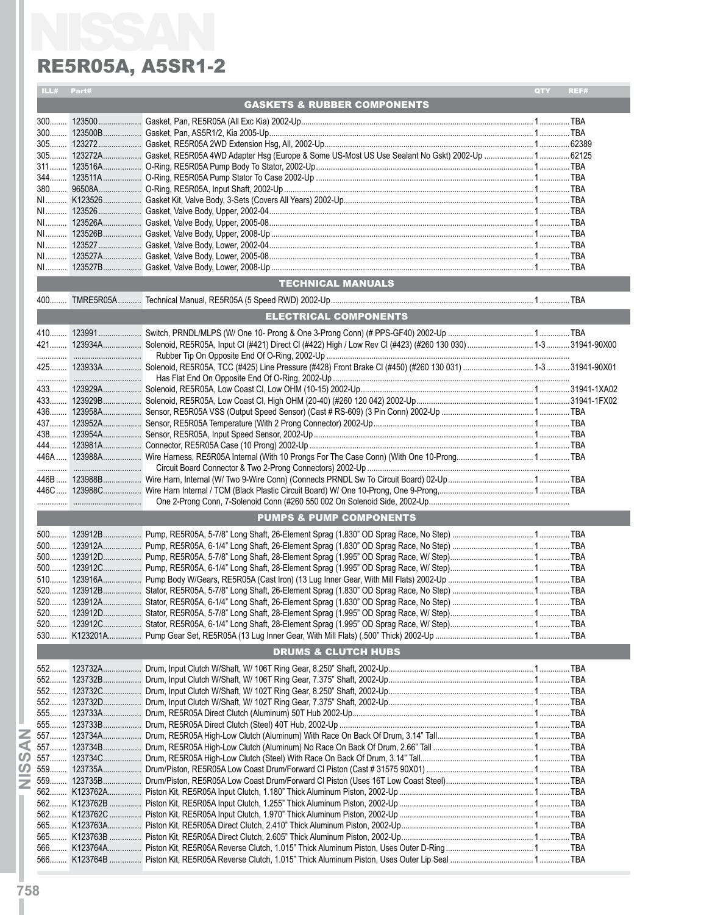# NISSAN

## RE5R05A, A5SR1-2

| ILL# | Part# | | QTY | REF# |
|---|---|---|---|---|
| | | **GASKETS & RUBBER COMPONENTS** | | |
| 300 | 123500 | Gasket, Pan, RE5R05A (All Exc Kia) 2002-Up | 1 | TBA |
| 300 | 123500B | Gasket, Pan, AS5R1/2, Kia 2005-Up | 1 | TBA |
| 305 | 123272 | Gasket, RE5R05A 2WD Extension Hsg, All, 2002-Up | 1 | 62389 |
| 305 | 123272A | Gasket, RE5R05A 4WD Adapter Hsg (Europe & Some US-Most US Use Sealant No Gskt) 2002-Up | 1 | 62125 |
| 311 | 123516A | O-Ring, RE5R05A Pump Body To Stator, 2002-Up | 1 | TBA |
| 344 | 123511A | O-Ring, RE5R05A Pump Stator To Case 2002-Up | 1 | TBA |
| 380 | 96508A | O-Ring, RE5R05A, Input Shaft, 2002-Up | 1 | TBA |
| NI | K123526 | Gasket Kit, Valve Body, 3-Sets (Covers All Years) 2002-Up | 1 | TBA |
| NI | 123526 | Gasket, Valve Body, Upper, 2002-04 | 1 | TBA |
| NI | 123526A | Gasket, Valve Body, Upper, 2005-08 | 1 | TBA |
| NI | 123526B | Gasket, Valve Body, Upper, 2008-Up | 1 | TBA |
| NI | 123527 | Gasket, Valve Body, Lower, 2002-04 | 1 | TBA |
| NI | 123527A | Gasket, Valve Body, Lower, 2005-08 | 1 | TBA |
| NI | 123527B | Gasket, Valve Body, Lower, 2008-Up | 1 | TBA |
| | | **TECHNICAL MANUALS** | | |
| 400 | TMRE5R05A | Technical Manual, RE5R05A (5 Speed RWD) 2002-Up | 1 | TBA |
| | | **ELECTRICAL COMPONENTS** | | |
| 410 | 123991 | Switch, PRNDL/MLPS (W/ One 10- Prong & One 3-Prong Conn) (# PPS-GF40) 2002-Up | 1 | TBA |
| 421 | 123934A | Solenoid, RE5R05A, Input Cl (#421) Direct Cl (#422) High / Low Rev Cl (#423) (#260 130 030) Rubber Tip On Opposite End Of O-Ring, 2002-Up | 1-3 | 31941-90X00 |
| 425 | 123933A | Solenoid, RE5R05A, TCC (#425) Line Pressure (#428) Front Brake Cl (#450) (#260 130 031) Has Flat End On Opposite End Of O-Ring, 2002-Up | 1-3 | 31941-90X01 |
| 433 | 123929A | Solenoid, RE5R05A, Low Coast Cl, Low OHM (10-15) 2002-Up | 1 | 31941-1XA02 |
| 433 | 123929B | Solenoid, RE5R05A, Low Coast Cl, High OHM (20-40) (#260 120 042) 2002-Up | 1 | 31941-1FX02 |
| 436 | 123958A | Sensor, RE5R05A VSS (Output Speed Sensor) (Cast # RS-609) (3 Pin Conn) 2002-Up | 1 | TBA |
| 437 | 123952A | Sensor, RE5R05A Temperature (With 2 Prong Connector) 2002-Up | 1 | TBA |
| 438 | 123954A | Sensor, RE5R05A, Input Speed Sensor, 2002-Up | 1 | TBA |
| 444 | 123981A | Connector, RE5R05A Case (10 Prong) 2002-Up | 1 | TBA |
| 446A | 123988A | Wire Harness, RE5R05A Internal (With 10 Prongs For The Case Conn) (With One 10-Prong Circuit Board Connector & Two 2-Prong Connectors) 2002-Up | 1 | TBA |
| 446B | 123988B | Wire Harn, Internal (W/ Two 9-Wire Conn) (Connects PRNDL Sw To Circuit Board) 02-Up | 1 | TBA |
| 446C | 123988C | Wire Harn Internal / TCM (Black Plastic Circuit Board) W/ One 10-Prong, One 9-Prong, One 2-Prong Conn, 7-Solenoid Conn (#260 550 002 On Solenoid Side, 2002-Up | 1 | TBA |
| | | **PUMPS & PUMP COMPONENTS** | | |
| 500 | 123912B | Pump, RE5R05A, 5-7/8" Long Shaft, 26-Element Sprag (1.830" OD Sprag Race, No Step) | 1 | TBA |
| 500 | 123912A | Pump, RE5R05A, 6-1/4" Long Shaft, 26-Element Sprag (1.830" OD Sprag Race, No Step) | 1 | TBA |
| 500 | 123912D | Pump, RE5R05A, 5-7/8" Long Shaft, 28-Element Sprag (1.995" OD Sprag Race, W/ Step) | 1 | TBA |
| 500 | 123912C | Pump, RE5R05A, 6-1/4" Long Shaft, 28-Element Sprag (1.995" OD Sprag Race, W/ Step) | 1 | TBA |
| 510 | 123916A | Pump Body W/Gears, RE5R05A (Cast Iron) (13 Lug Inner Gear, With Mill Flats) 2002-Up | 1 | TBA |
| 520 | 123912B | Stator, RE5R05A, 5-7/8" Long Shaft, 26-Element Sprag (1.830" OD Sprag Race, No Step) | 1 | TBA |
| 520 | 123912A | Stator, RE5R05A, 6-1/4" Long Shaft, 26-Element Sprag (1.830" OD Sprag Race, No Step) | 1 | TBA |
| 520 | 123912D | Stator, RE5R05A, 5-7/8" Long Shaft, 28-Element Sprag (1.995" OD Sprag Race, W/ Step) | 1 | TBA |
| 520 | 123912C | Stator, RE5R05A, 6-1/4" Long Shaft, 28-Element Sprag (1.995" OD Sprag Race, W/ Step) | 1 | TBA |
| 530 | K123201A | Pump Gear Set, RE5R05A (13 Lug Inner Gear, With Mill Flats) (.500" Thick) 2002-Up | 1 | TBA |
| | | **DRUMS & CLUTCH HUBS** | | |
| 552 | 123732A | Drum, Input Clutch W/Shaft, W/ 106T Ring Gear, 8.250" Shaft, 2002-Up | 1 | TBA |
| 552 | 123732B | Drum, Input Clutch W/Shaft, W/ 106T Ring Gear, 7.375" Shaft, 2002-Up | 1 | TBA |
| 552 | 123732C | Drum, Input Clutch W/Shaft, W/ 102T Ring Gear, 8.250" Shaft, 2002-Up | 1 | TBA |
| 552 | 123732D | Drum, Input Clutch W/Shaft, W/ 102T Ring Gear, 7.375" Shaft, 2002-Up | 1 | TBA |
| 555 | 123733A | Drum, RE5R05A Direct Clutch (Aluminum) 50T Hub 2002-Up | 1 | TBA |
| 555 | 123733B | Drum, RE5R05A Direct Clutch (Steel) 40T Hub, 2002-Up | 1 | TBA |
| 557 | 123734A | Drum, RE5R05A High-Low Clutch (Aluminum) With Race On Back Of Drum, 3.14" Tall | 1 | TBA |
| 557 | 123734B | Drum, RE5R05A High-Low Clutch (Aluminum) No Race On Back Of Drum, 2.66" Tall | 1 | TBA |
| 557 | 123734C | Drum, RE5R05A High-Low Clutch (Steel) With Race On Back Of Drum, 3.14" Tall | 1 | TBA |
| 559 | 123735A | Drum/Piston, RE5R05A Low Coast Drum/Forward Cl Piston (Cast # 31575 90X01) | 1 | TBA |
| 559 | 123735B | Drum/Piston, RE5R05A Low Coast Drum/Forward Cl Piston (Uses 16T Low Coast Steel) | 1 | TBA |
| 562 | K123762A | Piston Kit, RE5R05A Input Clutch, 1.180" Thick Aluminum Piston, 2002-Up | 1 | TBA |
| 562 | K123762B | Piston Kit, RE5R05A Input Clutch, 1.255" Thick Aluminum Piston, 2002-Up | 1 | TBA |
| 562 | K123762C | Piston Kit, RE5R05A Input Clutch, 1.970" Thick Aluminum Piston, 2002-Up | 1 | TBA |
| 565 | K123763A | Piston Kit, RE5R05A Direct Clutch, 2.410" Thick Aluminum Piston, 2002-Up | 1 | TBA |
| 565 | K123763B | Piston Kit, RE5R05A Direct Clutch, 2.605" Thick Aluminum Piston, 2002-Up | 1 | TBA |
| 566 | K123764A | Piston Kit, RE5R05A Reverse Clutch, 1.015" Thick Aluminum Piston, Uses Outer D-Ring | 1 | TBA |
| 566 | K123764B | Piston Kit, RE5R05A Reverse Clutch, 1.015" Thick Aluminum Piston, Uses Outer Lip Seal | 1 | TBA |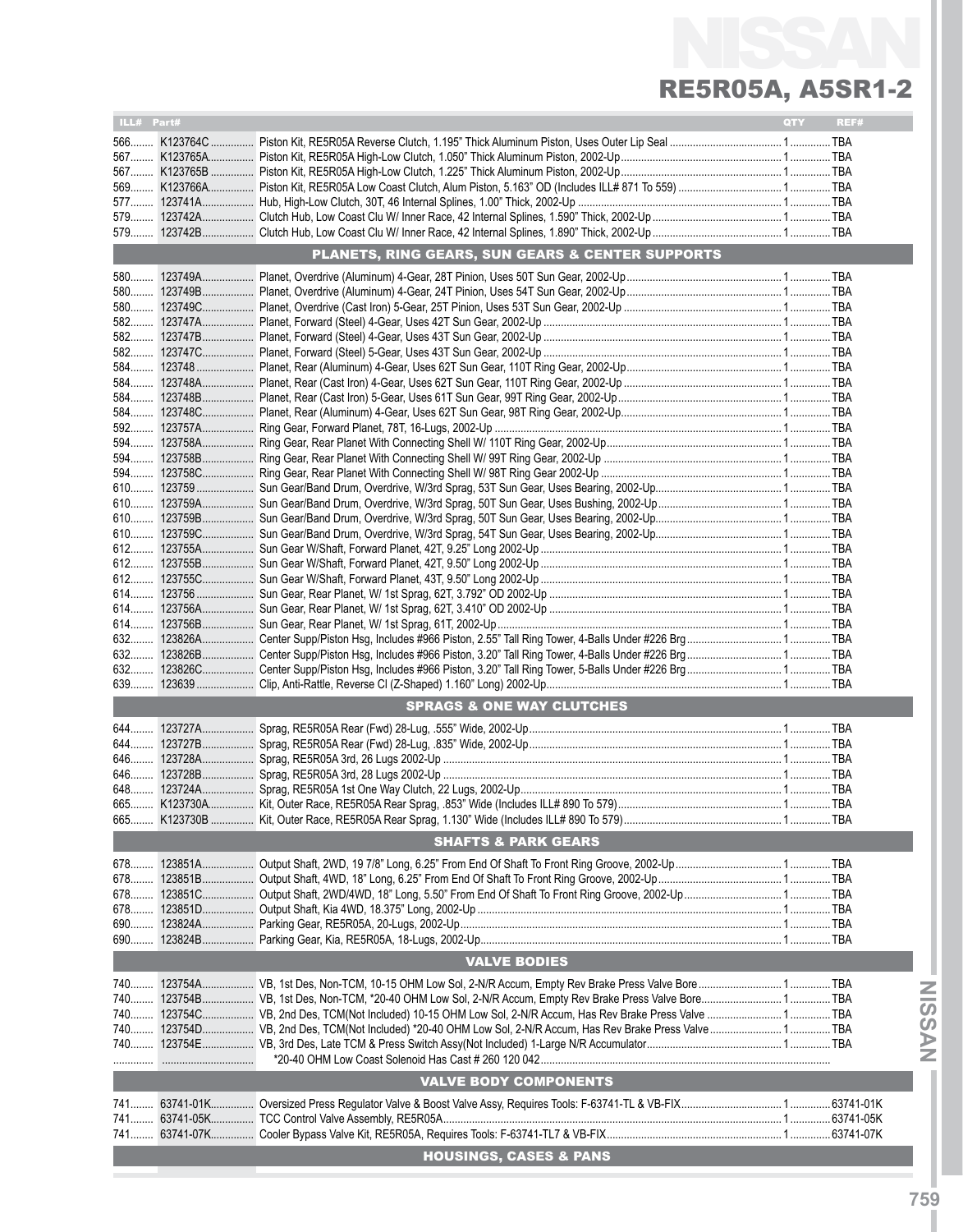# NISSAN

## RE5R05A, A5SR1-2

| ILL# | Part# | | QTY | REF# |
|---|---|---|---|---|
| 566 | K123764C | Piston Kit, RE5R05A Reverse Clutch, 1.195" Thick Aluminum Piston, Uses Outer Lip Seal | 1 | TBA |
| 567 | K123765A | Piston Kit, RE5R05A High-Low Clutch, 1.050" Thick Aluminum Piston, 2002-Up | 1 | TBA |
| 567 | K123765B | Piston Kit, RE5R05A High-Low Clutch, 1.225" Thick Aluminum Piston, 2002-Up | 1 | TBA |
| 569 | K123766A | Piston Kit, RE5R05A Low Coast Clutch, Alum Piston, 5.163" OD (Includes ILL# 871 To 559) | 1 | TBA |
| 577 | 123741A | Hub, High-Low Clutch, 30T, 46 Internal Splines, 1.00" Thick, 2002-Up | 1 | TBA |
| 579 | 123742A | Clutch Hub, Low Coast Clu W/ Inner Race, 42 Internal Splines, 1.590" Thick, 2002-Up | 1 | TBA |
| 579 | 123742B | Clutch Hub, Low Coast Clu W/ Inner Race, 42 Internal Splines, 1.890" Thick, 2002-Up | 1 | TBA |
| | | **PLANETS, RING GEARS, SUN GEARS & CENTER SUPPORTS** | | |
| 580 | 123749A | Planet, Overdrive (Aluminum) 4-Gear, 28T Pinion, Uses 50T Sun Gear, 2002-Up | 1 | TBA |
| 580 | 123749B | Planet, Overdrive (Aluminum) 4-Gear, 24T Pinion, Uses 54T Sun Gear, 2002-Up | 1 | TBA |
| 580 | 123749C | Planet, Overdrive (Cast Iron) 5-Gear, 25T Pinion, Uses 53T Sun Gear, 2002-Up | 1 | TBA |
| 582 | 123747A | Planet, Forward (Steel) 4-Gear, Uses 42T Sun Gear, 2002-Up | 1 | TBA |
| 582 | 123747B | Planet, Forward (Steel) 4-Gear, Uses 43T Sun Gear, 2002-Up | 1 | TBA |
| 582 | 123747C | Planet, Forward (Steel) 5-Gear, Uses 43T Sun Gear, 2002-Up | 1 | TBA |
| 584 | 123748 | Planet, Rear (Aluminum) 4-Gear, Uses 62T Sun Gear, 110T Ring Gear, 2002-Up | 1 | TBA |
| 584 | 123748A | Planet, Rear (Cast Iron) 4-Gear, Uses 62T Sun Gear, 110T Ring Gear, 2002-Up | 1 | TBA |
| 584 | 123748B | Planet, Rear (Cast Iron) 5-Gear, Uses 61T Sun Gear, 99T Ring Gear, 2002-Up | 1 | TBA |
| 584 | 123748C | Planet, Rear (Aluminum) 4-Gear, Uses 62T Sun Gear, 98T Ring Gear, 2002-Up | 1 | TBA |
| 592 | 123757A | Ring Gear, Forward Planet, 78T, 16-Lugs, 2002-Up | 1 | TBA |
| 594 | 123758A | Ring Gear, Rear Planet With Connecting Shell W/ 110T Ring Gear, 2002-Up | 1 | TBA |
| 594 | 123758B | Ring Gear, Rear Planet With Connecting Shell W/ 99T Ring Gear, 2002-Up | 1 | TBA |
| 594 | 123758C | Ring Gear, Rear Planet With Connecting Shell W/ 98T Ring Gear 2002-Up | 1 | TBA |
| 610 | 123759 | Sun Gear/Band Drum, Overdrive, W/3rd Sprag, 53T Sun Gear, Uses Bearing, 2002-Up | 1 | TBA |
| 610 | 123759A | Sun Gear/Band Drum, Overdrive, W/3rd Sprag, 50T Sun Gear, Uses Bushing, 2002-Up | 1 | TBA |
| 610 | 123759B | Sun Gear/Band Drum, Overdrive, W/3rd Sprag, 50T Sun Gear, Uses Bearing, 2002-Up | 1 | TBA |
| 610 | 123759C | Sun Gear/Band Drum, Overdrive, W/3rd Sprag, 54T Sun Gear, Uses Bearing, 2002-Up | 1 | TBA |
| 612 | 123755A | Sun Gear W/Shaft, Forward Planet, 42T, 9.25" Long 2002-Up | 1 | TBA |
| 612 | 123755B | Sun Gear W/Shaft, Forward Planet, 42T, 9.50" Long 2002-Up | 1 | TBA |
| 612 | 123755C | Sun Gear W/Shaft, Forward Planet, 43T, 9.50" Long 2002-Up | 1 | TBA |
| 614 | 123756 | Sun Gear, Rear Planet, W/ 1st Sprag, 62T, 3.792" OD 2002-Up | 1 | TBA |
| 614 | 123756A | Sun Gear, Rear Planet, W/ 1st Sprag, 62T, 3.410" OD 2002-Up | 1 | TBA |
| 614 | 123756B | Sun Gear, Rear Planet, W/ 1st Sprag, 61T, 2002-Up | 1 | TBA |
| 632 | 123826A | Center Supp/Piston Hsg, Includes #966 Piston, 2.55" Tall Ring Tower, 4-Balls Under #226 Brg | 1 | TBA |
| 632 | 123826B | Center Supp/Piston Hsg, Includes #966 Piston, 3.20" Tall Ring Tower, 4-Balls Under #226 Brg | 1 | TBA |
| 632 | 123826C | Center Supp/Piston Hsg, Includes #966 Piston, 3.20" Tall Ring Tower, 5-Balls Under #226 Brg | 1 | TBA |
| 639 | 123639 | Clip, Anti-Rattle, Reverse Cl (Z-Shaped) 1.160" Long) 2002-Up | 1 | TBA |
| | | **SPRAGS & ONE WAY CLUTCHES** | | |
| 644 | 123727A | Sprag, RE5R05A Rear (Fwd) 28-Lug, .555" Wide, 2002-Up | 1 | TBA |
| 644 | 123727B | Sprag, RE5R05A Rear (Fwd) 28-Lug, .835" Wide, 2002-Up | 1 | TBA |
| 646 | 123728A | Sprag, RE5R05A 3rd, 26 Lugs 2002-Up | 1 | TBA |
| 646 | 123728B | Sprag, RE5R05A 3rd, 28 Lugs 2002-Up | 1 | TBA |
| 648 | 123724A | Sprag, RE5R05A 1st One Way Clutch, 22 Lugs, 2002-Up | 1 | TBA |
| 665 | K123730A | Kit, Outer Race, RE5R05A Rear Sprag, .853" Wide (Includes ILL# 890 To 579) | 1 | TBA |
| 665 | K123730B | Kit, Outer Race, RE5R05A Rear Sprag, 1.130" Wide (Includes ILL# 890 To 579) | 1 | TBA |
| | | **SHAFTS & PARK GEARS** | | |
| 678 | 123851A | Output Shaft, 2WD, 19 7/8" Long, 6.25" From End Of Shaft To Front Ring Groove, 2002-Up | 1 | TBA |
| 678 | 123851B | Output Shaft, 4WD, 18" Long, 6.25" From End Of Shaft To Front Ring Groove, 2002-Up | 1 | TBA |
| 678 | 123851C | Output Shaft, 2WD/4WD, 18" Long, 5.50" From End Of Shaft To Front Ring Groove, 2002-Up | 1 | TBA |
| 678 | 123851D | Output Shaft, Kia 4WD, 18.375" Long, 2002-Up | 1 | TBA |
| 690 | 123824A | Parking Gear, RE5R05A, 20-Lugs, 2002-Up | 1 | TBA |
| 690 | 123824B | Parking Gear, Kia, RE5R05A, 18-Lugs, 2002-Up | 1 | TBA |
| | | **VALVE BODIES** | | |
| 740 | 123754A | VB, 1st Des, Non-TCM, 10-15 OHM Low Sol, 2-N/R Accum, Empty Rev Brake Press Valve Bore | 1 | TBA |
| 740 | 123754B | VB, 1st Des, Non-TCM, *20-40 OHM Low Sol, 2-N/R Accum, Empty Rev Brake Press Valve Bore | 1 | TBA |
| 740 | 123754C | VB, 2nd Des, TCM(Not Included) 10-15 OHM Low Sol, 2-N/R Accum, Has Rev Brake Press Valve | 1 | TBA |
| 740 | 123754D | VB, 2nd Des, TCM(Not Included) *20-40 OHM Low Sol, 2-N/R Accum, Has Rev Brake Press Valve | 1 | TBA |
| 740 | 123754E | VB, 3rd Des, Late TCM & Press Switch Assy(Not Included) 1-Large N/R Accumulator | 1 | TBA |
| | | *20-40 OHM Low Coast Solenoid Has Cast # 260 120 042 | | |
| | | **VALVE BODY COMPONENTS** | | |
| 741 | 63741-01K | Oversized Press Regulator Valve & Boost Valve Assy, Requires Tools: F-63741-TL & VB-FIX | 1 | 63741-01K |
| 741 | 63741-05K | TCC Control Valve Assembly, RE5R05A | 1 | 63741-05K |
| 741 | 63741-07K | Cooler Bypass Valve Kit, RE5R05A, Requires Tools: F-63741-TL7 & VB-FIX | 1 | 63741-07K |
| | | **HOUSINGS, CASES & PANS** | | |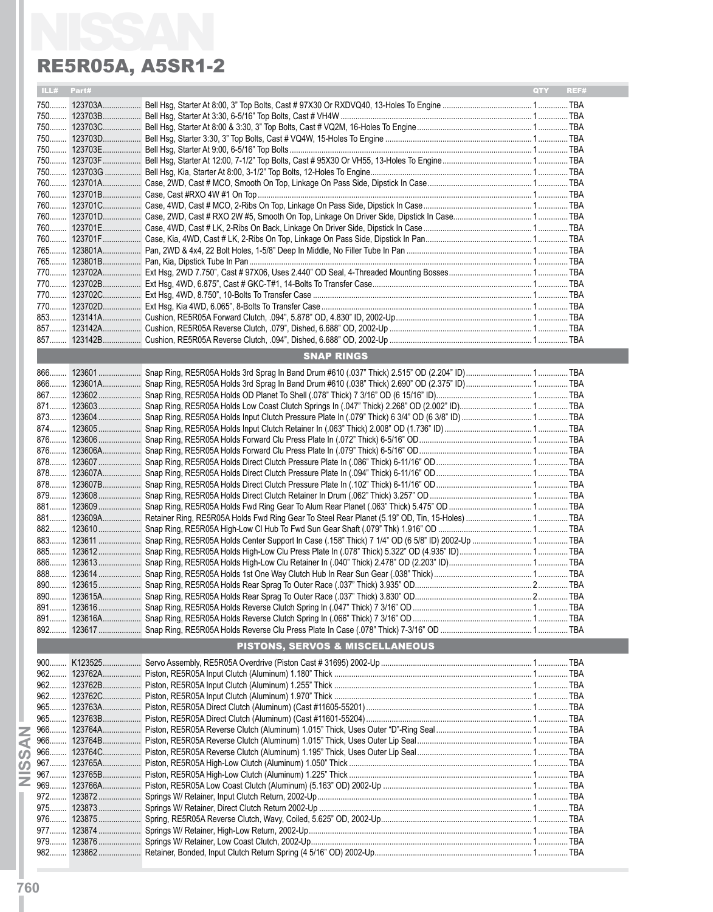# RE5R05A, A5SR1-2

| ILL# | Part# | | QTY | REF# |
|---|---|---|---|---|
| 750 | 123703A | Bell Hsg, Starter At 8:00, 3" Top Bolts, Cast # 97X30 Or RXDVQ40, 13-Holes To Engine | 1 | TBA |
| 750 | 123703B | Bell Hsg, Starter At 3:30, 6-5/16" Top Bolts, Cast # VH4W | 1 | TBA |
| 750 | 123703C | Bell Hsg, Starter At 8:00 & 3:30, 3" Top Bolts, Cast # VQ2M, 16-Holes To Engine | 1 | TBA |
| 750 | 123703D | Bell Hsg, Starter 3:30, 3" Top Bolts, Cast # VQ4W, 15-Holes To Engine | 1 | TBA |
| 750 | 123703E | Bell Hsg, Starter At 9:00, 6-5/16" Top Bolts | 1 | TBA |
| 750 | 123703F | Bell Hsg, Starter At 12:00, 7-1/2" Top Bolts, Cast # 95X30 Or VH55, 13-Holes To Engine | 1 | TBA |
| 750 | 123703G | Bell Hsg, Kia, Starter At 8:00, 3-1/2" Top Bolts, 12-Holes To Engine | 1 | TBA |
| 760 | 123701A | Case, 2WD, Cast # MCO, Smooth On Top, Linkage On Pass Side, Dipstick In Case | 1 | TBA |
| 760 | 123701B | Case, Cast #RXO 4W #1 On Top | 1 | TBA |
| 760 | 123701C | Case, 4WD, Cast # MCO, 2-Ribs On Top, Linkage On Pass Side, Dipstick In Case | 1 | TBA |
| 760 | 123701D | Case, 2WD, Cast # RXO 2W #5, Smooth On Top, Linkage On Driver Side, Dipstick In Case | 1 | TBA |
| 760 | 123701E | Case, 4WD, Cast # LK, 2-Ribs On Back, Linkage On Driver Side, Dipstick In Case | 1 | TBA |
| 760 | 123701F | Case, Kia, 4WD, Cast # LK, 2-Ribs On Top, Linkage On Pass Side, Dipstick In Pan | 1 | TBA |
| 765 | 123801A | Pan, 2WD & 4x4, 22 Bolt Holes, 1-5/8" Deep In Middle, No Filler Tube In Pan | 1 | TBA |
| 765 | 123801B | Pan, Kia, Dipstick Tube In Pan | 1 | TBA |
| 770 | 123702A | Ext Hsg, 2WD 7.750", Cast # 97X06, Uses 2.440" OD Seal, 4-Threaded Mounting Bosses | 1 | TBA |
| 770 | 123702B | Ext Hsg, 4WD, 6.875", Cast # GKC-T#1, 14-Bolts To Transfer Case | 1 | TBA |
| 770 | 123702C | Ext Hsg, 4WD, 8.750", 10-Bolts To Transfer Case | 1 | TBA |
| 770 | 123702D | Ext Hsg, Kia 4WD, 6.065", 8-Bolts To Transfer Case | 1 | TBA |
| 853 | 123141A | Cushion, RE5R05A Forward Clutch, .094", 5.878" OD, 4.830" ID, 2002-Up | 1 | TBA |
| 857 | 123142A | Cushion, RE5R05A Reverse Clutch, .079", Dished, 6.688" OD, 2002-Up | 1 | TBA |
| 857 | 123142B | Cushion, RE5R05A Reverse Clutch, .094", Dished, 6.688" OD, 2002-Up | 1 | TBA |

## SNAP RINGS

| ILL# | Part# | | QTY | REF# |
|---|---|---|---|---|
| 866 | 123601 | Snap Ring, RE5R05A Holds 3rd Sprag In Band Drum #610 (.037" Thick) 2.515" OD (2.204" ID) | 1 | TBA |
| 866 | 123601A | Snap Ring, RE5R05A Holds 3rd Sprag In Band Drum #610 (.038" Thick) 2.690" OD (2.375" ID) | 1 | TBA |
| 867 | 123602 | Snap Ring, RE5R05A Holds OD Planet To Shell (.078" Thick) 7 3/16" OD (6 15/16" ID) | 1 | TBA |
| 871 | 123603 | Snap Ring, RE5R05A Holds Low Coast Clutch Springs In (.047" Thick) 2.268" OD (2.002" ID) | 1 | TBA |
| 873 | 123604 | Snap Ring, RE5R05A Holds Input Clutch Pressure Plate In (.079" Thick) 6 3/4" OD (6 3/8" ID) | 1 | TBA |
| 874 | 123605 | Snap Ring, RE5R05A Holds Input Clutch Retainer In (.063" Thick) 2.008" OD (1.736" ID) | 1 | TBA |
| 876 | 123606 | Snap Ring, RE5R05A Holds Forward Clu Press Plate In (.072" Thick) 6-5/16" OD | 1 | TBA |
| 876 | 123606A | Snap Ring, RE5R05A Holds Forward Clu Press Plate In (.079" Thick) 6-5/16" OD | 1 | TBA |
| 878 | 123607 | Snap Ring, RE5R05A Holds Direct Clutch Pressure Plate In (.086" Thick) 6-11/16" OD | 1 | TBA |
| 878 | 123607A | Snap Ring, RE5R05A Holds Direct Clutch Pressure Plate In (.094" Thick) 6-11/16" OD | 1 | TBA |
| 878 | 123607B | Snap Ring, RE5R05A Holds Direct Clutch Pressure Plate In (.102" Thick) 6-11/16" OD | 1 | TBA |
| 879 | 123608 | Snap Ring, RE5R05A Holds Direct Clutch Retainer In Drum (.062" Thick) 3.257" OD | 1 | TBA |
| 881 | 123609 | Snap Ring, RE5R05A Holds Fwd Ring Gear To Alum Rear Planet (.063" Thick) 5.475" OD | 1 | TBA |
| 881 | 123609A | Retainer Ring, RE5R05A Holds Fwd Ring Gear To Steel Rear Planet (5.19" OD, Tin, 15-Holes) | 1 | TBA |
| 882 | 123610 | Snap Ring, RE5R05A High-Low Cl Hub To Fwd Sun Gear Shaft (.079" Thk) 1.916" OD | 1 | TBA |
| 883 | 123611 | Snap Ring, RE5R05A Holds Center Support In Case (.158" Thick) 7 1/4" OD (6 5/8" ID) 2002-Up | 1 | TBA |
| 885 | 123612 | Snap Ring, RE5R05A Holds High-Low Clu Press Plate In (.078" Thick) 5.322" OD (4.935" ID) | 1 | TBA |
| 886 | 123613 | Snap Ring, RE5R05A Holds High-Low Clu Retainer In (.040" Thick) 2.478" OD (2.203" ID) | 1 | TBA |
| 888 | 123614 | Snap Ring, RE5R05A Holds 1st One Way Clutch Hub In Rear Sun Gear (.038" Thick) | 1 | TBA |
| 890 | 123615 | Snap Ring, RE5R05A Holds Rear Sprag To Outer Race (.037" Thick) 3.935" OD | 1 | TBA |
| 890 | 123615A | Snap Ring, RE5R05A Holds Rear Sprag To Outer Race (.037" Thick) 3.830" OD | 2 | TBA |
| 891 | 123616 | Snap Ring, RE5R05A Holds Reverse Clutch Spring In (.047" Thick) 7 3/16" OD | 1 | TBA |
| 891 | 123616A | Snap Ring, RE5R05A Holds Reverse Clutch Spring In (.066" Thick) 7 3/16" OD | 1 | TBA |
| 892 | 123617 | Snap Ring, RE5R05A Holds Reverse Clu Press Plate In Case (.078" Thick) 7-3/16" OD | 1 | TBA |

## PISTONS, SERVOS & MISCELLANEOUS

| ILL# | Part# | | QTY | REF# |
|---|---|---|---|---|
| 900 | K123525 | Servo Assembly, RE5R05A Overdrive (Piston Cast # 31695) 2002-Up | 1 | TBA |
| 962 | 123762A | Piston, RE5R05A Input Clutch (Aluminum) 1.180" Thick | 1 | TBA |
| 962 | 123762B | Piston, RE5R05A Input Clutch (Aluminum) 1.255" Thick | 1 | TBA |
| 962 | 123762C | Piston, RE5R05A Input Clutch (Aluminum) 1.970" Thick | 1 | TBA |
| 965 | 123763A | Piston, RE5R05A Direct Clutch (Aluminum) (Cast #11605-55201) | 1 | TBA |
| 965 | 123763B | Piston, RE5R05A Direct Clutch (Aluminum) (Cast #11601-55204) | 1 | TBA |
| 966 | 123764A | Piston, RE5R05A Reverse Clutch (Aluminum) 1.015" Thick, Uses Outer "D"-Ring Seal | 1 | TBA |
| 966 | 123764B | Piston, RE5R05A Reverse Clutch (Aluminum) 1.015" Thick, Uses Outer Lip Seal | 1 | TBA |
| 966 | 123764C | Piston, RE5R05A Reverse Clutch (Aluminum) 1.195" Thick, Uses Outer Lip Seal | 1 | TBA |
| 967 | 123765A | Piston, RE5R05A High-Low Clutch (Aluminum) 1.050" Thick | 1 | TBA |
| 967 | 123765B | Piston, RE5R05A High-Low Clutch (Aluminum) 1.225" Thick | 1 | TBA |
| 969 | 123766A | Piston, RE5R05A Low Coast Clutch (Aluminum) (5.163" OD) 2002-Up | 1 | TBA |
| 972 | 123872 | Springs W/ Retainer, Input Clutch Return, 2002-Up | 1 | TBA |
| 975 | 123873 | Springs W/ Retainer, Direct Clutch Return 2002-Up | 1 | TBA |
| 976 | 123875 | Spring, RE5R05A Reverse Clutch, Wavy, Coiled, 5.625" OD, 2002-Up | 1 | TBA |
| 977 | 123874 | Springs W/ Retainer, High-Low Return, 2002-Up | 1 | TBA |
| 979 | 123876 | Springs W/ Retainer, Low Coast Clutch, 2002-Up | 1 | TBA |
| 982 | 123862 | Retainer, Bonded, Input Clutch Return Spring (4 5/16" OD) 2002-Up | 1 | TBA |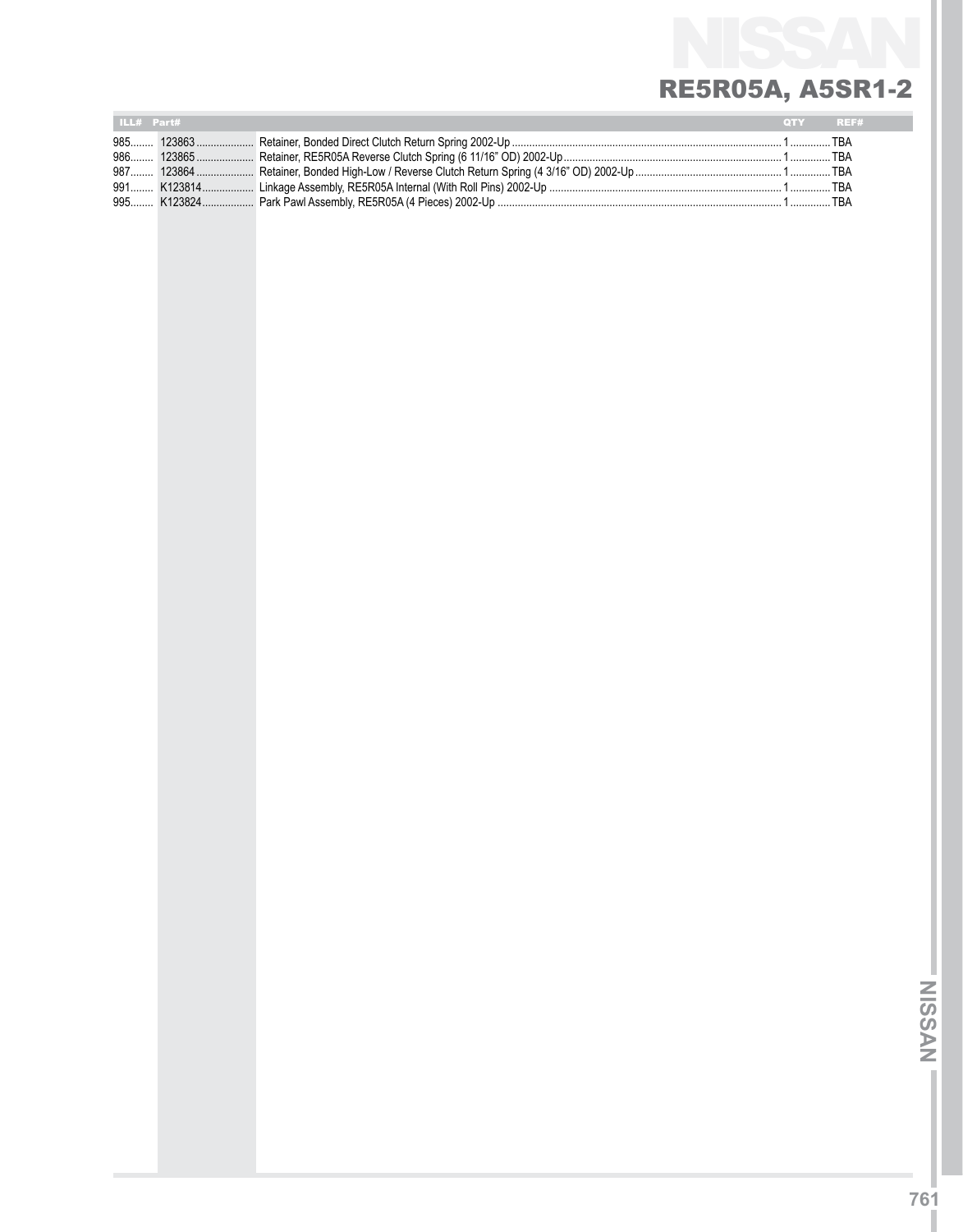## RE5R05A, A5SR1-2

| ILL# | Part# | | QTY | REF# |
|---|---|---|---|---|
| 985 | 123863 | Retainer, Bonded Direct Clutch Return Spring 2002-Up | 1 | TBA |
| 986 | 123865 | Retainer, RE5R05A Reverse Clutch Spring (6 11/16" OD) 2002-Up | 1 | TBA |
| 987 | 123864 | Retainer, Bonded High-Low / Reverse Clutch Return Spring (4 3/16" OD) 2002-Up | 1 | TBA |
| 991 | K123814 | Linkage Assembly, RE5R05A Internal (With Roll Pins) 2002-Up | 1 | TBA |
| 995 | K123824 | Park Pawl Assembly, RE5R05A (4 Pieces) 2002-Up | 1 | TBA |